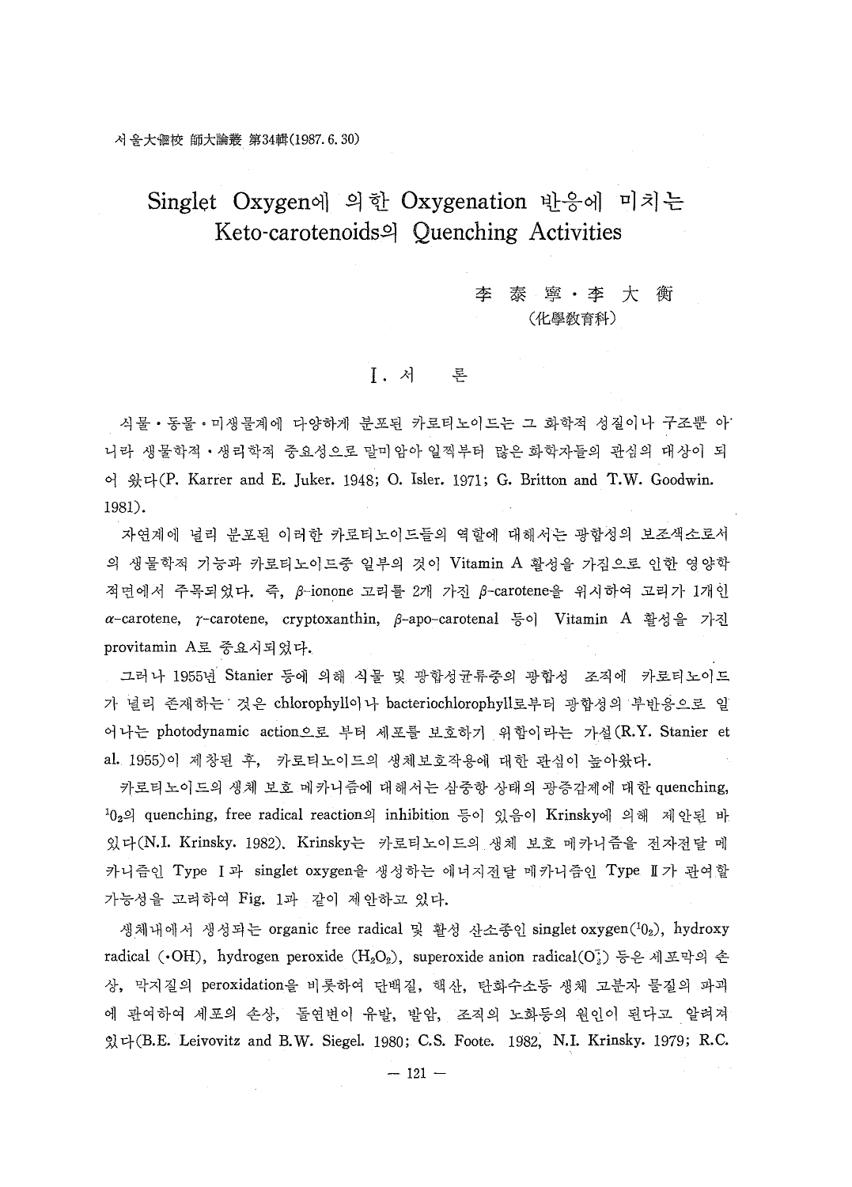# Singlet Oxygen에 의한 Oxygenation 반응에 미치는 Keto-carotenoids의 Quenching Activities

李 泰 寧 · 李 大 衡
(化學教育科)

## I. 서 론

식물 · 동물 · 미생물계에 다양하게 분포된 카로티노이드는 그 화학적 성질이나 구조뿐 아니라 생물학적 · 생리학적 중요성으로 말미암아 일찍부터 많은 화학자들의 관심의 대상이 되어 왔다(P. Karrer and E. Juker. 1948; O. Isler. 1971; G. Britton and T.W. Goodwin. 1981).

자연계에 널리 분포된 이러한 카로티노이드들의 역할에 대해서는 광합성의 보조색소로서의 생물학적 기능과 카로티노이드중 일부의 것이 Vitamin A 활성을 가짐으로 인한 영양학적면에서 주목되었다. 즉, $\beta$-ionone 고리를 2개 가진 $\beta$-carotene을 위시하여 고리가 1개인 $\alpha$-carotene, $\gamma$-carotene, cryptoxanthin, $\beta$-apo-carotenal 등이 Vitamin A 활성을 가진 provitamin A로 중요시되었다.

그러나 1955년 Stanier 등에 의해 식물 및 광합성균류중의 광합성 조직에 카로티노이드가 널리 존재하는 것은 chlorophyll이나 bacteriochlorophyll로부터 광합성의 부반응으로 일어나는 photodynamic action으로 부터 세포를 보호하기 위함이라는 가설(R.Y. Stanier et al. 1955)이 제창된 후, 카로티노이드의 생체보호작용에 대한 관심이 높아왔다.

카로티노이드의 생체 보호 메카니즘에 대해서는 삼중항 상태의 광증감제에 대한 quenching, $^1O_2$의 quenching, free radical reaction의 inhibition 등이 있음이 Krinsky에 의해 제안된 바 있다(N.I. Krinsky. 1982). Krinsky는 카로티노이드의 생체 보호 메카니즘을 전자전달 메카니즘인 Type I과 singlet oxygen을 생성하는 에너지전달 메카니즘인 Type II가 관여할 가능성을 고려하여 Fig. 1과 같이 제안하고 있다.

생체내에서 생성되는 organic free radical 및 활성 산소종인 singlet oxygen($^1O_2$), hydroxy radical ($\cdot OH$), hydrogen peroxide ($H_2O_2$), superoxide anion radical($O_2^-$) 등은 세포막의 손상, 막지질의 peroxidation을 비롯하여 단백질, 핵산, 탄화수소등 생체 고분자 물질의 파괴에 관여하여 세포의 손상, 돌연변이 유발, 발암, 조직의 노화등의 원인이 된다고 알려져 있다(B.E. Leivovitz and B.W. Siegel. 1980; C.S. Foote. 1982, N.I. Krinsky. 1979; R.C.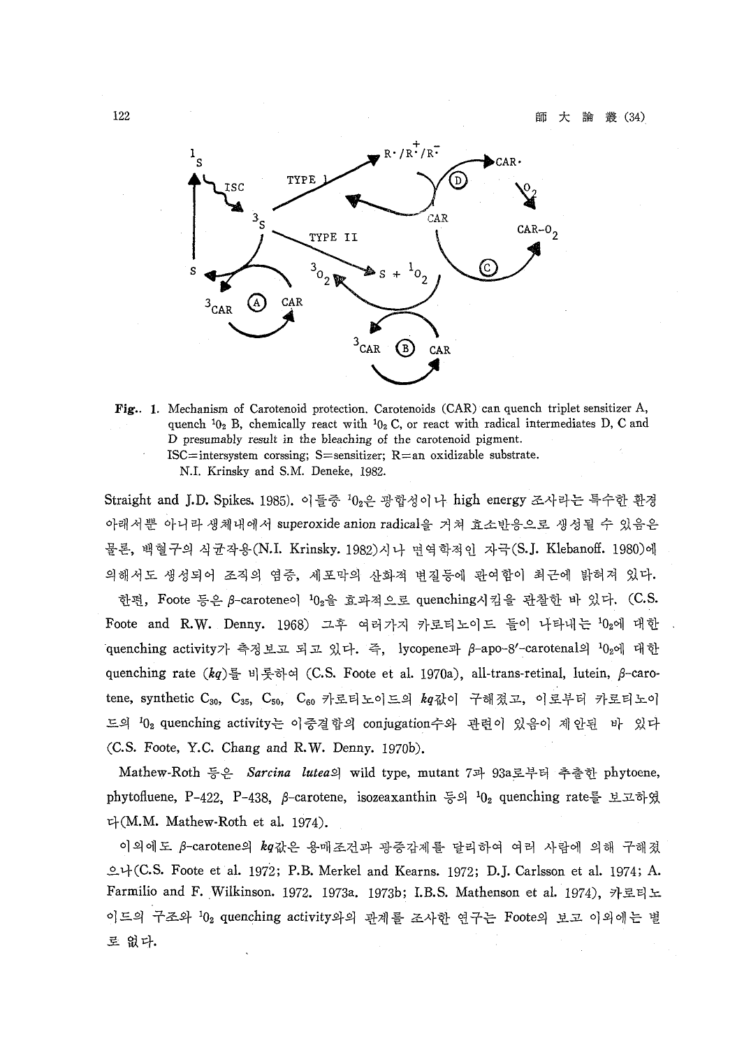Fig.. 1. Mechanism of Carotenoid protection. Carotenoids (CAR) can quench triplet sensitizer A, quench $^1O_2$ B, chemically react with $^1O_2$ C, or react with radical intermediates D, C and D presumably result in the bleaching of the carotenoid pigment.
ISC=intersystem corssing; S=sensitizer; R=an oxidizable substrate.
N.I. Krinsky and S.M. Deneke, 1982.

Straight and J.D. Spikes. 1985). 이들중 $^1O_2$은 광합성이나 high energy 조사라는 특수한 환경 아래서뿐 아니라 생체내에서 superoxide anion radical을 거쳐 효소반응으로 생성될 수 있음은 물론, 백혈구의 식균작용(N.I. Krinsky. 1982)시나 면역학적인 자극(S.J. Klebanoff. 1980)에 의해서도 생성되어 조직의 염증, 세포막의 산화적 변질등에 관여함이 최근에 밝혀져 있다.

한편, Foote 등은 β-carotene이 $^1O_2$을 효과적으로 quenching시킴을 관찰한 바 있다. (C.S. Foote and R.W. Denny. 1968) 그후 여러가지 카로티노이드 들이 나타내는 $^1O_2$에 대한 quenching activity가 측정보고 되고 있다. 즉, lycopene과 β-apo-8′-carotenal의 $^1O_2$에 대한 quenching rate (*kq*)를 비롯하여 (C.S. Foote et al. 1970a), all-trans-retinal, lutein, β-carotene, synthetic $C_{30}$, $C_{35}$, $C_{50}$, $C_{60}$ 카로티노이드의 *kq*값이 구해졌고, 이로부터 카로티노이드의 $^1O_2$ quenching activity는 이중결합의 conjugation수와 관련이 있음이 제안된 바 있다 (C.S. Foote, Y.C. Chang and R.W. Denny. 1970b).

Mathew-Roth 등은 *Sarcina lutea*의 wild type, mutant 7과 93a로부터 추출한 phytoene, phytofluene, P-422, P-438, β-carotene, isozeaxanthin 등의 $^1O_2$ quenching rate를 보고하였다(M.M. Mathew-Roth et al. 1974).

이외에도 β-carotene의 *kq*값은 용매조건과 광증감제를 달리하여 여러 사람에 의해 구해졌으나(C.S. Foote et al. 1972; P.B. Merkel and Kearns. 1972; D.J. Carlsson et al. 1974; A. Farmilio and F. Wilkinson. 1972. 1973a. 1973b; I.B.S. Mathenson et al. 1974), 카로티노이드의 구조와 $^1O_2$ quenching activity와의 관계를 조사한 연구는 Foote의 보고 이외에는 별로 없다.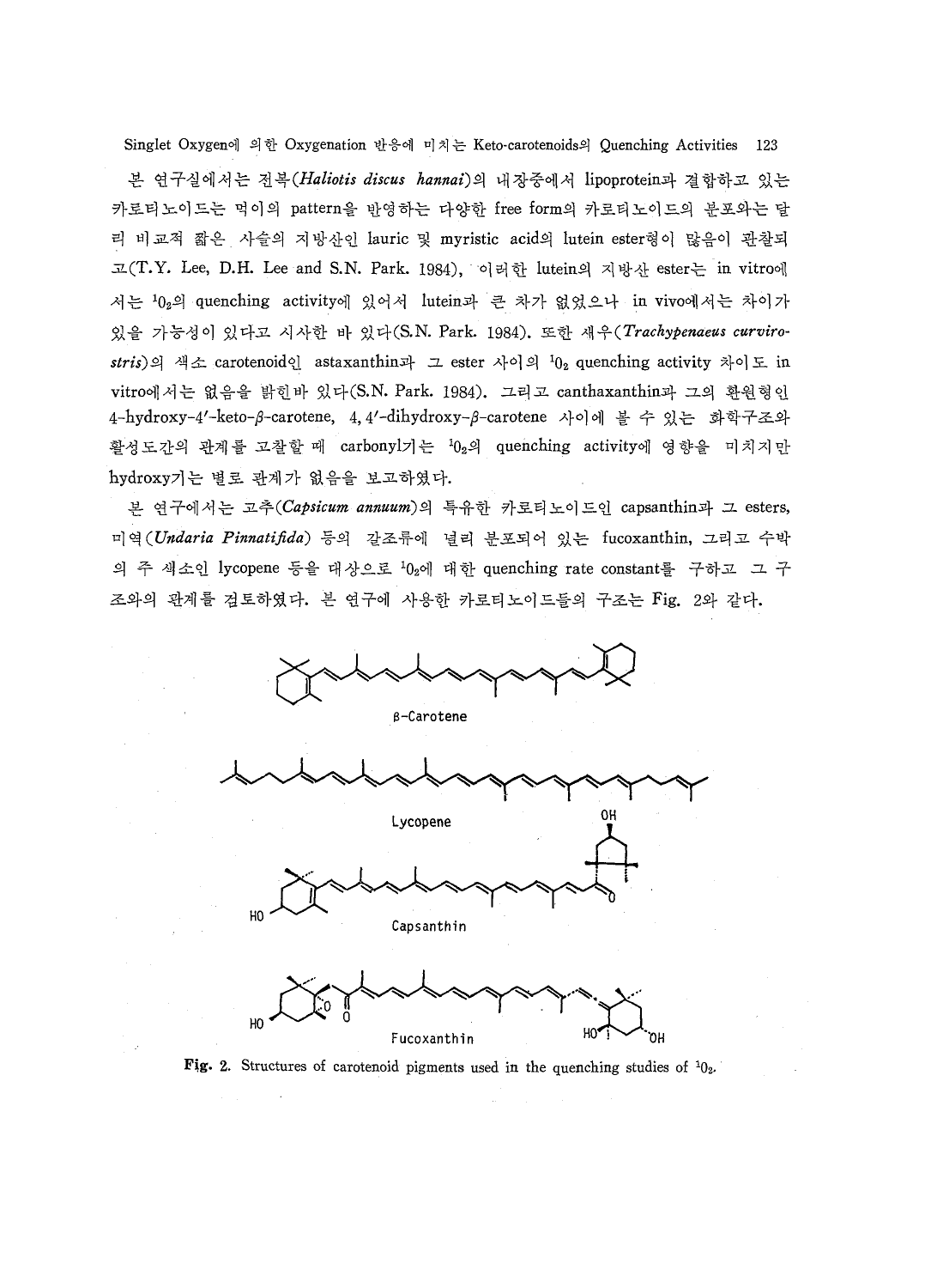본 연구실에서는 전복(*Haliotis discus hannai*)의 내장중에서 lipoprotein과 결합하고 있는 카로티노이드는 먹이의 pattern을 반영하는 다양한 free form의 카로티노이드의 분포와는 달리 비교적 짧은 사슬의 지방산인 lauric 및 myristic acid의 lutein ester형이 많음이 관찰되고(T.Y. Lee, D.H. Lee and S.N. Park. 1984), 이러한 lutein의 지방산 ester는 in vitro에서는 $^1O_2$의 quenching activity에 있어서 lutein과 큰 차가 없었으나 in vivo에서는 차이가 있을 가능성이 있다고 시사한 바 있다(S.N. Park. 1984). 또한 새우(*Trachypenaeus curvirostris*)의 색소 carotenoid인 astaxanthin과 그 ester 사이의 $^1O_2$ quenching activity 차이도 in vitro에서는 없음을 밝힌바 있다(S.N. Park. 1984). 그리고 canthaxanthin과 그의 환원형인 4-hydroxy-4′-keto-β-carotene, 4, 4′-dihydroxy-β-carotene 사이에 볼 수 있는 화학구조와 활성도간의 관계를 고찰할 때 carbonyl기는 $^1O_2$의 quenching activity에 영향을 미치지만 hydroxy기는 별로 관계가 없음을 보고하였다.

본 연구에서는 고추(*Capsicum annuum*)의 특유한 카로티노이드인 capsanthin과 그 esters, 미역(*Undaria Pinnatifida*) 등의 갈조류에 널리 분포되어 있는 fucoxanthin, 그리고 수박의 주 색소인 lycopene 등을 대상으로 $^1O_2$에 대한 quenching rate constant를 구하고 그 구조와의 관계를 검토하였다. 본 연구에 사용한 카로티노이드들의 구조는 Fig. 2와 같다.

β-Carotene

Lycopene

Capsanthin

Fucoxanthin

**Fig. 2.** Structures of carotenoid pigments used in the quenching studies of $^1O_2$.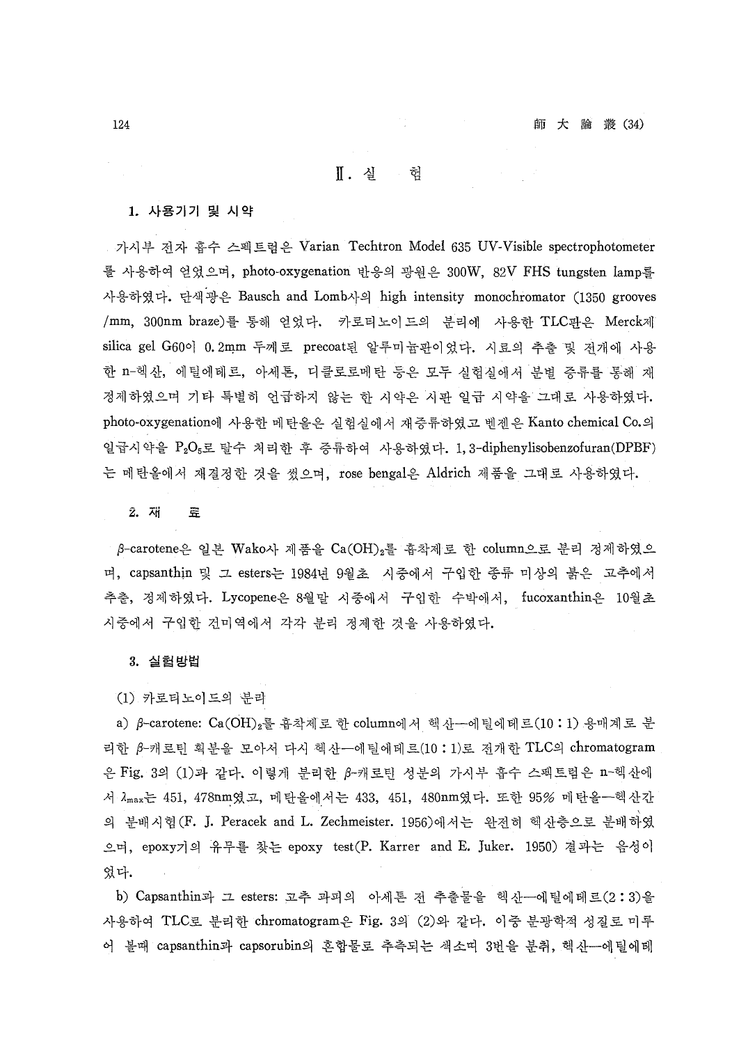## Ⅱ. 실 험

### 1. 사용기기 및 시약

가시부 전자 흡수 스펙트럼은 Varian Techtron Model 635 UV-Visible spectrophotometer를 사용하여 얻었으며, photo-oxygenation 반응의 광원은 300W, 82V FHS tungsten lamp를 사용하였다. 단색광은 Bausch and Lomb사의 high intensity monochromator (1350 grooves/mm, 300nm braze)를 통해 얻었다. 카로티노이드의 분리에 사용한 TLC판은 Merck제 silica gel G60이 0.2mm 두께로 precoat된 알루미늄판이었다. 시료의 추출 및 전개에 사용한 n-헥산, 에틸에테르, 아세톤, 디클로로메탄 등은 모두 실험실에서 분별 증류를 통해 재정제하였으며 기타 특별히 언급하지 않는 한 시약은 시판 일급 시약을 그대로 사용하였다. photo-oxygenation에 사용한 메탄올은 실험실에서 재증류하였고 벤젠은 Kanto chemical Co.의 일급시약을 $P_2O_5$로 탈수 처리한 후 증류하여 사용하였다. 1,3-diphenylisobenzofuran(DPBF)는 메탄올에서 재결정한 것을 썼으며, rose bengal은 Aldrich 제품을 그대로 사용하였다.

### 2. 재 료

*β*-carotene은 일본 Wako사 제품을 $Ca(OH)_2$를 흡착제로 한 column으로 분리 정제하였으며, capsanthin 및 그 esters는 1984년 9월초 시중에서 구입한 종류 미상의 붉은 고추에서 추출, 정제하였다. Lycopene은 8월말 시중에서 구입한 수박에서, fucoxanthin은 10월초 시중에서 구입한 건미역에서 각각 분리 정제한 것을 사용하였다.

### 3. 실험방법

(1) 카로티노이드의 분리

a) *β*-carotene: $Ca(OH)_2$를 흡착제로 한 column에서 헥산—에틸에테르(10 : 1) 용매계로 분리한 *β*-캐로틴 획분을 모아서 다시 헥산—에틸에테르(10 : 1)로 전개한 TLC의 chromatogram은 Fig. 3의 (1)과 같다. 이렇게 분리한 *β*-캐로틴 성분의 가시부 흡수 스펙트럼은 n-헥산에서 $\lambda_{max}$는 451, 478nm였고, 메탄올에서는 433, 451, 480nm였다. 또한 95% 메탄올—헥산간의 분배시험(F. J. Peracek and L. Zechmeister. 1956)에서는 완전히 헥산층으로 분배하였으며, epoxy기의 유무를 찾는 epoxy test(P. Karrer and E. Juker. 1950) 결과는 음성이었다.

b) Capsanthin과 그 esters: 고추 과피의 아세톤 전 추출물을 헥산—에틸에테르(2 : 3)을 사용하여 TLC로 분리한 chromatogram은 Fig. 3의 (2)와 같다. 이중 분광학적 성질로 미루어 볼때 capsanthin과 capsorubin의 혼합물로 추측되는 색소띠 3번을 분취, 헥산—에틸에테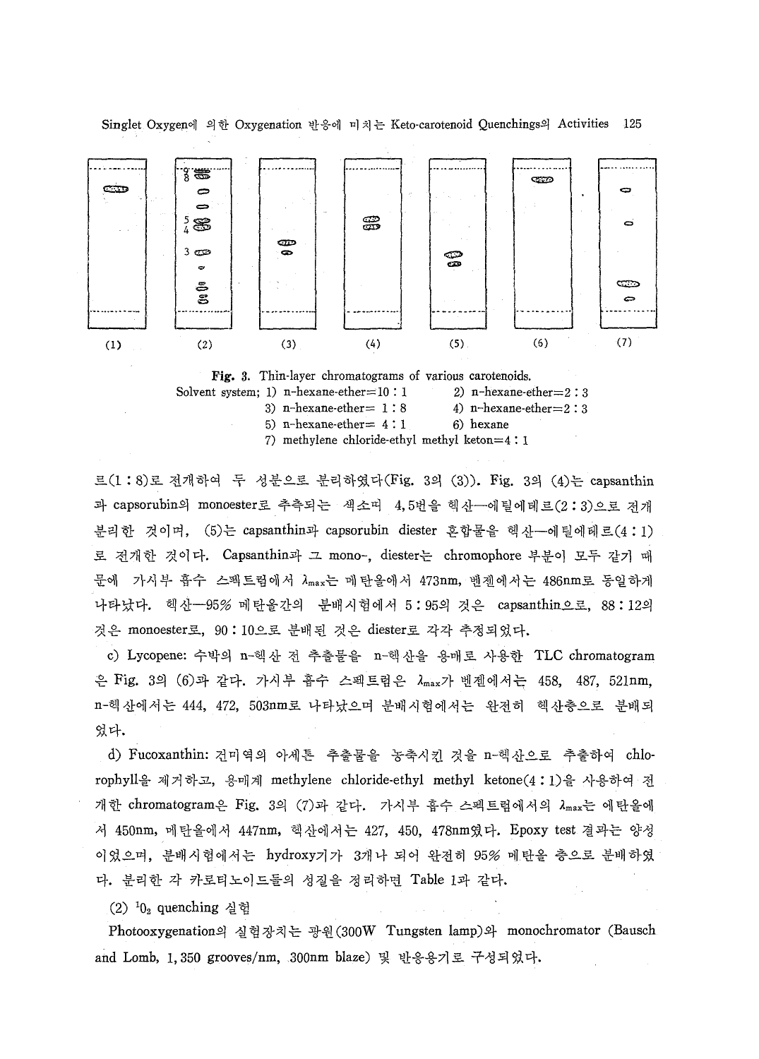Fig. 3. Thin-layer chromatograms of various carotenoids.
Solvent system; 1) n-hexane-ether=10 : 1 2) n-hexane-ether=2 : 3
3) n-hexane-ether= 1 : 8 4) n-hexane-ether=2 : 3
5) n-hexane-ether= 4 : 1 6) hexane
7) methylene chloride-ethyl methyl keton=4 : 1

르(1 : 8)로 전개하여 두 성분으로 분리하였다(Fig. 3의 (3)). Fig. 3의 (4)는 capsanthin과 capsorubin의 monoester로 추측되는 색소띠 4, 5번을 헥산—에틸에테르(2 : 3)으로 전개 분리한 것이며, (5)는 capsanthin과 capsorubin diester 혼합물을 헥산—에틸에테르(4 : 1)로 전개한 것이다. Capsanthin과 그 mono-, diester는 chromophore 부분이 모두 같기 때문에 가시부 흡수 스펙트럼에서 $\lambda_{max}$는 메탄올에서 473nm, 벤젠에서는 486nm로 동일하게 나타났다. 헥산—95% 메탄올간의 분배시험에서 5 : 95의 것은 capsanthin으로, 88 : 12의 것은 monoester로, 90 : 10으로 분배된 것은 diester로 각각 추정되었다.

c) Lycopene: 수박의 n-헥산 전 추출물을 n-헥산을 용매로 사용한 TLC chromatogram은 Fig. 3의 (6)과 같다. 가시부 흡수 스펙트럼은 $\lambda_{max}$가 벤젠에서는 458, 487, 521nm, n-헥산에서는 444, 472, 503nm로 나타났으며 분배시험에서는 완전히 헥산층으로 분배되었다.

d) Fucoxanthin: 건미역의 아세톤 추출물을 농축시킨 것을 n-헥산으로 추출하여 chlorophyll을 제거하고, 용매계 methylene chloride-ethyl methyl ketone(4 : 1)을 사용하여 전개한 chromatogram은 Fig. 3의 (7)과 같다. 가시부 흡수 스펙트럼에서의 $\lambda_{max}$는 에탄올에서 450nm, 메탄올에서 447nm, 헥산에서는 427, 450, 478nm였다. Epoxy test 결과는 양성이었으며, 분배시험에서는 hydroxy기가 3개나 되어 완전히 95% 메탄올 층으로 분배하였다. 분리한 각 카로티노이드들의 성질을 정리하면 Table 1과 같다.

(2) $^1O_2$ quenching 실험

Photooxygenation의 실험장치는 광원(300W Tungsten lamp)와 monochromator (Bausch and Lomb, 1, 350 grooves/nm, 300nm blaze) 및 반응용기로 구성되었다.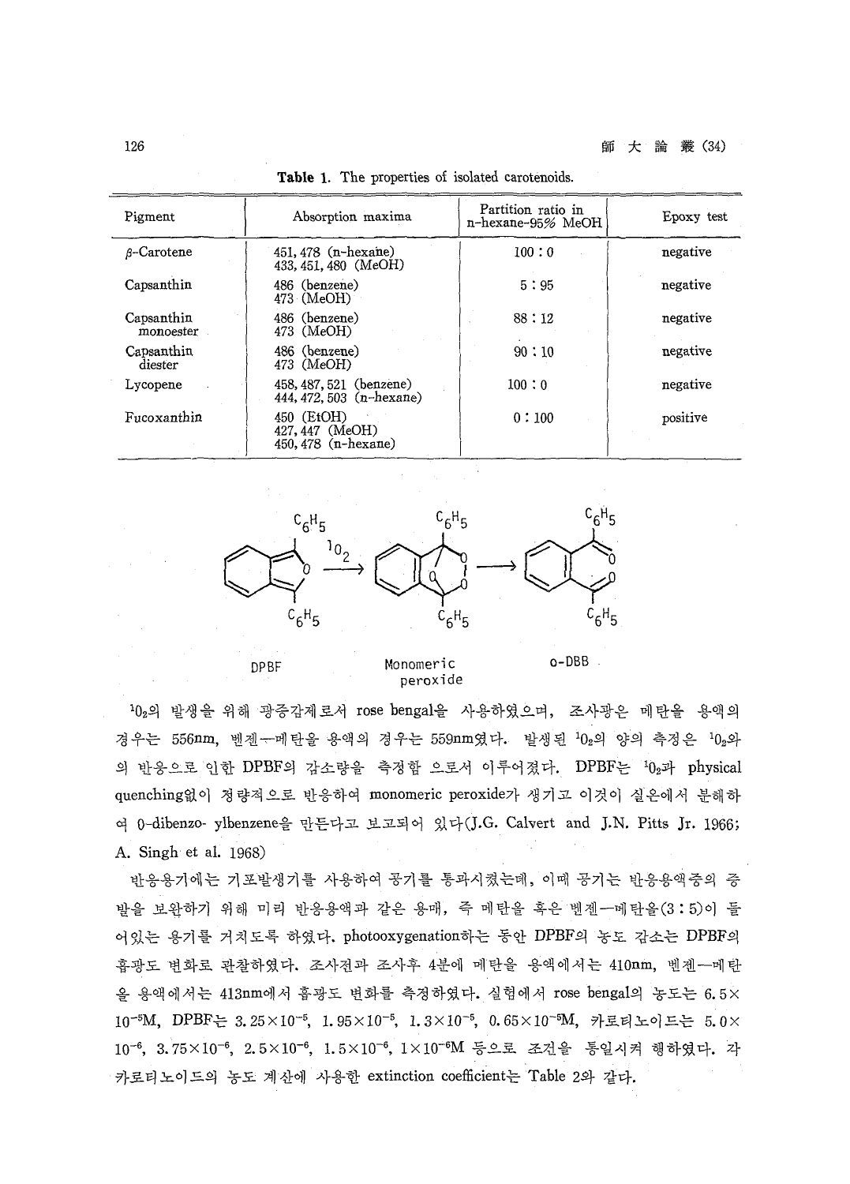**Table 1.** The properties of isolated carotenoids.

| Pigment | Absorption maxima | Partition ratio in n-hexane-95% MeOH | Epoxy test |
|---|---|---|---|
| β-Carotene | 451, 478 (n-hexane)<br>433, 451, 480 (MeOH) | 100 : 0 | negative |
| Capsanthin | 486 (benzene)<br>473 (MeOH) | 5 : 95 | negative |
| Capsanthin monoester | 486 (benzene)<br>473 (MeOH) | 88 : 12 | negative |
| Capsanthin diester | 486 (benzene)<br>473 (MeOH) | 90 : 10 | negative |
| Lycopene | 458, 487, 521 (benzene)<br>444, 472, 503 (n-hexane) | 100 : 0 | negative |
| Fucoxanthin | 450 (EtOH)<br>427, 447 (MeOH)<br>450, 478 (n-hexane) | 0 : 100 | positive |

DPBF $\xrightarrow{^1O_2}$ Monomeric peroxide $\longrightarrow$ o-DBB

$^1O_2$의 발생을 위해 광증감제로서 rose bengal을 사용하였으며, 조사광은 메탄올 용액의 경우는 556nm, 벤젠—메탄올 용액의 경우는 559nm였다. 발생된 $^1O_2$의 양의 측정은 $^1O_2$와의 반응으로 인한 DPBF의 감소량을 측정함 으로서 이루어졌다. DPBF는 $^1O_2$과 physical quenching없이 정량적으로 반응하여 monomeric peroxide가 생기고 이것이 실온에서 분해하여 0-dibenzo- ylbenzene을 만든다고 보고되어 있다(J.G. Calvert and J.N. Pitts Jr. 1966; A. Singh et al. 1968)

반응용기에는 기포발생기를 사용하여 공기를 통과시켰는데, 이때 공기는 반응용액중의 증발을 보완하기 위해 미리 반응용액과 같은 용매, 즉 메탄올 혹은 벤젠—메탄올(3 : 5)이 들어있는 용기를 거치도록 하였다. photooxygenation하는 동안 DPBF의 농도 감소는 DPBF의 흡광도 변화로 관찰하였다. 조사전과 조사후 4분에 메탄올 용액에서는 410nm, 벤젠—메탄올 용액에서는 413nm에서 흡광도 변화를 측정하였다. 실험에서 rose bengal의 농도는 $6.5\times10^{-5}$M, DPBF는 $3.25\times10^{-5}$, $1.95\times10^{-5}$, $1.3\times10^{-5}$, $0.65\times10^{-5}$M, 카로티노이드는 $5.0\times10^{-6}$, $3.75\times10^{-6}$, $2.5\times10^{-6}$, $1.5\times10^{-6}$, $1\times10^{-6}$M 등으로 조건을 통일시켜 행하였다. 각 카로티노이드의 농도 계산에 사용한 extinction coefficient는 Table 2와 같다.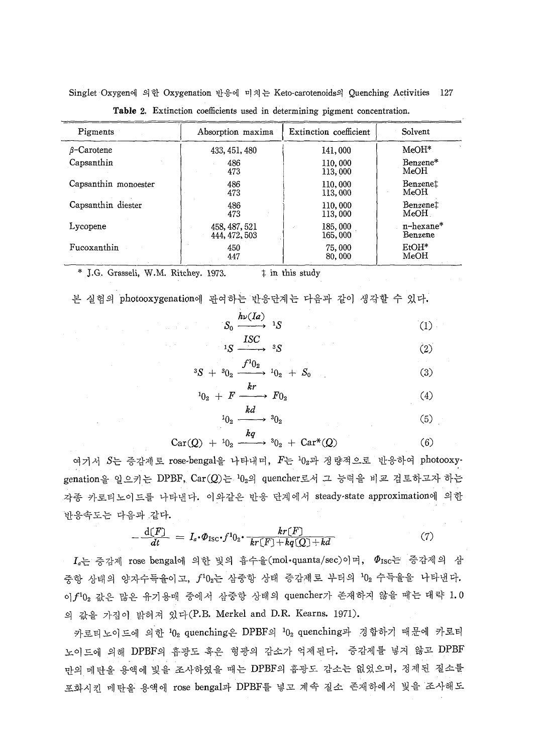**Table 2.** Extinction coefficients used in determining pigment concentration.

| Pigments | Absorption maxima | Extinction coefficient | Solvent |
|---|---|---|---|
| β-Carotene | 433, 451, 480 | 141,000 | MeOH* |
| Capsanthin | 486 | 110,000 | Benzene* |
| | 473 | 113,000 | MeOH |
| Capsanthin monoester | 486 | 110,000 | Benzene‡ |
| | 473 | 113,000 | MeOH |
| Capsanthin diester | 486 | 110,000 | Benzene‡ |
| | 473 | 113,000 | MeOH |
| Lycopene | 458, 487, 521 | 185,000 | n-hexane* |
| | 444, 472, 503 | 165,000 | Benzene |
| Fucoxanthin | 450 | 75,000 | EtOH* |
| | 447 | 80,000 | MeOH |

\* J.G. Grasseli, W.M. Ritchey. 1973. ‡ in this study

본 실험의 photooxygenation에 관여하는 반응단계는 다음과 같이 생각할 수 있다.

$$S_0 \xrightarrow{h\nu(Ia)} {}^1S \tag{1}$$

$${}^1S \xrightarrow{ISC} {}^3S \tag{2}$$

$${}^3S + {}^3O_2 \xrightarrow{f^1O_2} {}^1O_2 + S_0 \tag{3}$$

$${}^1O_2 + F \xrightarrow{kr} FO_2 \tag{4}$$

$${}^1O_2 \xrightarrow{kd} {}^3O_2 \tag{5}$$

$$\mathrm{Car}(Q) + {}^1O_2 \xrightarrow{kq} {}^3O_2 + \mathrm{Car}^*(Q) \tag{6}$$

여기서 $S$는 증감제로 rose-bengal을 나타내며, $F$는 $^1O_2$과 정량적으로 반응하여 photooxygenation을 일으키는 DPBF, Car($Q$)는 $^1O_2$의 quencher로서 그 능력을 비교 검토하고자 하는 각종 카로티노이드를 나타낸다. 이와같은 반응 단계에서 steady-state approximation에 의한 반응속도는 다음과 같다.

$$-\frac{d[F]}{dt} = I_a \cdot \Phi_{ISC} \cdot f^1O_2 \cdot \frac{kr[F]}{kr[F] + kq[Q] + kd} \tag{7}$$

$I_a$는 증감제 rose bengal에 의한 빛의 흡수율(mol·quanta/sec)이며, $\Phi_{ISC}$는 증감제의 삼중항 상태의 양자수득율이고, $f^1O_2$는 삼중항 상태 증감제로 부터의 $^1O_2$ 수득율을 나타낸다. 이 $f^1O_2$ 값은 많은 유기용매 중에서 삼중항 상태의 quencher가 존재하지 않을 때는 대략 1.0의 값을 가짐이 밝혀져 있다(P.B. Merkel and D.R. Kearns. 1971).

카로티노이드에 의한 $^1O_2$ quenching은 DPBF의 $^1O_2$ quenching과 경합하기 때문에 카로티노이드에 의해 DPBF의 흡광도 혹은 형광의 감소가 억제된다. 증감제를 넣지 않고 DPBF 만의 메탄올 용액에 빛을 조사하였을 때는 DPBF의 흡광도 감소는 없었으며, 정제된 질소를 포화시킨 메탄올 용액에 rose bengal과 DPBF를 넣고 계속 질소 존재하에서 빛을 조사해도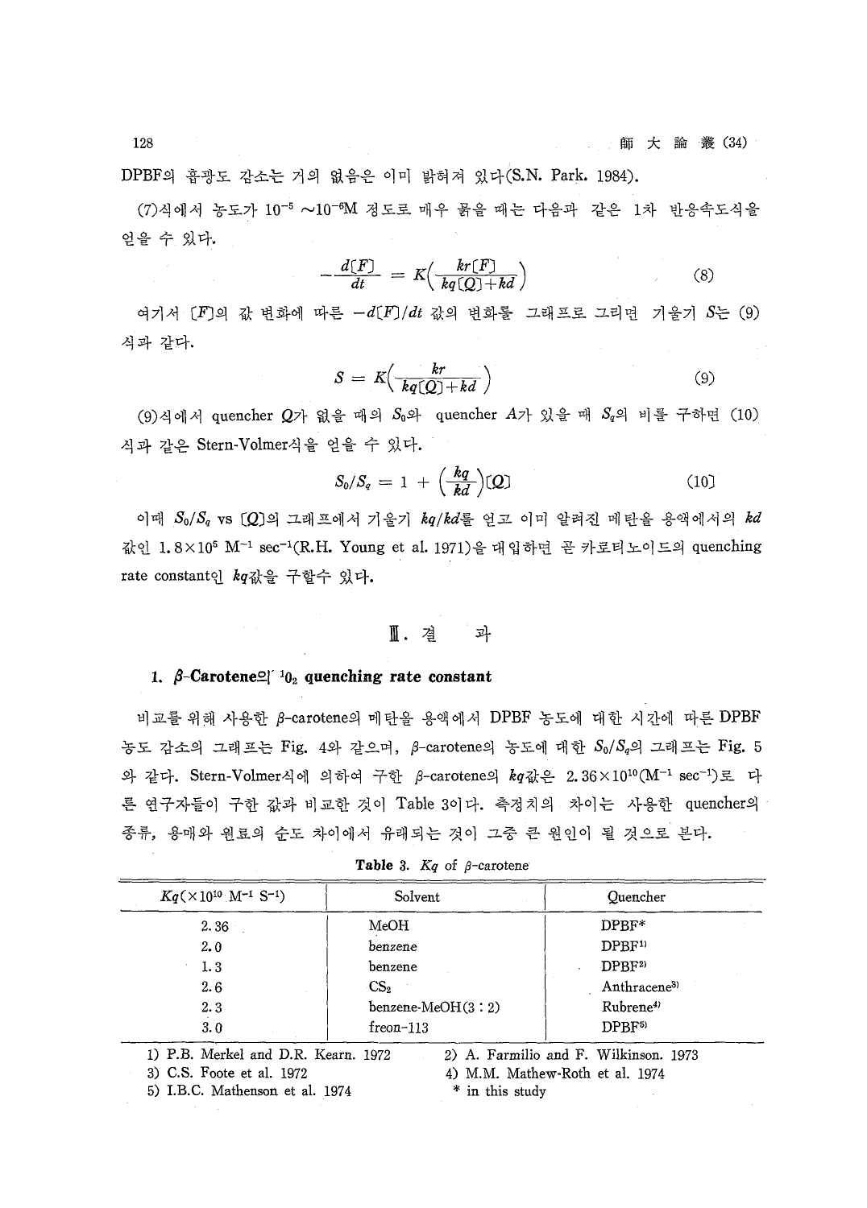DPBF의 흡광도 감소는 거의 없음은 이미 밝혀져 있다(S.N. Park. 1984).

(7)식에서 농도가 $10^{-5}$ ~$10^{-6}$M 정도로 매우 묽을 때는 다음과 같은 1차 반응속도식을 얻을 수 있다.

$$-\frac{d[F]}{dt} = K\left(\frac{kr[F]}{kq[Q]+kd}\right) \tag{8}$$

여기서 $[F]$의 값 변화에 따른 $-d[F]/dt$ 값의 변화를 그래프로 그리면 기울기 $S$는 (9)식과 같다.

$$S = K\left(\frac{kr}{kq[Q]+kd}\right) \tag{9}$$

(9)식에서 quencher $Q$가 없을 때의 $S_0$와 quencher $A$가 있을 때 $S_q$의 비를 구하면 (10)식과 같은 Stern-Volmer식을 얻을 수 있다.

$$S_0/S_q = 1 + \left(\frac{kq}{kd}\right)[Q] \tag{10}$$

이때 $S_0/S_q$ vs $[Q]$의 그래프에서 기울기 $kq/kd$를 얻고 이미 알려진 메탄올 용액에서의 $kd$ 값인 $1.8\times10^5$ $M^{-1}$ $sec^{-1}$(R.H. Young et al. 1971)을 대입하면 곧 카로티노이드의 quenching rate constant인 $kq$값을 구할수 있다.

# Ⅲ. 결 과

## 1. β-Carotene의 $^1O_2$ quenching rate constant

비교를 위해 사용한 β-carotene의 메탄올 용액에서 DPBF 농도에 대한 시간에 따른 DPBF 농도 감소의 그래프는 Fig. 4와 같으며, β-carotene의 농도에 대한 $S_0/S_q$의 그래프는 Fig. 5와 같다. Stern-Volmer식에 의하여 구한 β-carotene의 $kq$값은 $2.36\times10^{10}$($M^{-1}$ $sec^{-1}$)로 다른 연구자들이 구한 값과 비교한 것이 Table 3이다. 측정치의 차이는 사용한 quencher의 종류, 용매와 원료의 순도 차이에서 유래되는 것이 그중 큰 원인이 될 것으로 본다.

**Table 3.** $Kq$ of β-carotene

| $Kq$($\times10^{10}$ $M^{-1}$ $S^{-1}$) | Solvent | Quencher |
|---|---|---|
| 2.36 | MeOH | DPBF* |
| 2.0 | benzene | DPBF[1] |
| 1.3 | benzene | DPBF[2] |
| 2.6 | $CS_2$ | Anthracene[3] |
| 2.3 | benzene-MeOH(3 : 2) | Rubrene[4] |
| 3.0 | freon-113 | DPBF[5] |

1) P.B. Merkel and D.R. Kearn. 1972
2) A. Farmilio and F. Wilkinson. 1973
3) C.S. Foote et al. 1972
4) M.M. Mathew-Roth et al. 1974
5) I.B.C. Mathenson et al. 1974
\* in this study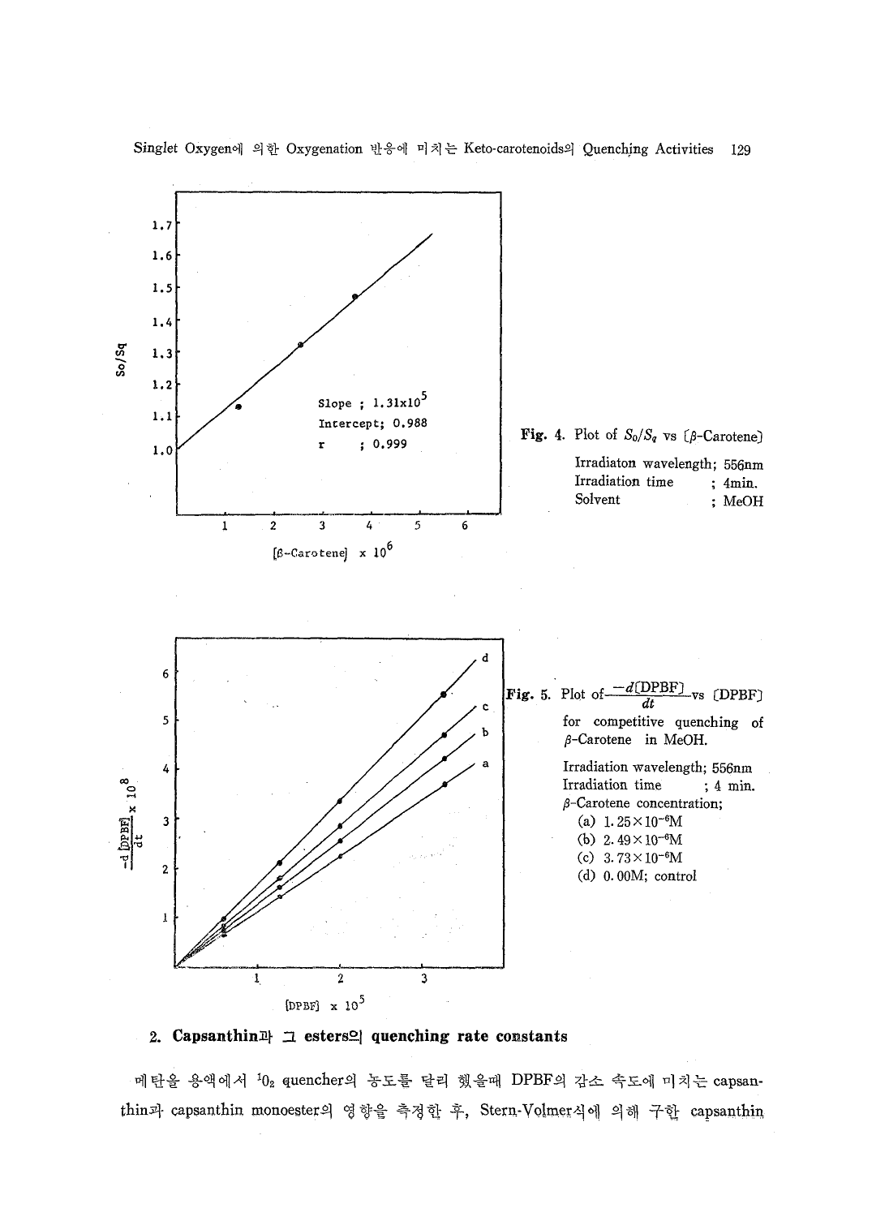Fig. 4. Plot of $S_0/S_q$ vs [β-Carotene]

Irradiaton wavelength; 556nm
Irradiation time ; 4min.
Solvent ; MeOH

Fig. 5. Plot of $\frac{-d[\text{DPBF}]}{dt}$ vs [DPBF] for competitive quenching of β-Carotene in MeOH.

Irradiation wavelength; 556nm
Irradiation time ; 4 min.
β-Carotene concentration;
(a) $1.25\times10^{-6}$M
(b) $2.49\times10^{-6}$M
(c) $3.73\times10^{-6}$M
(d) 0.00M; control

## 2. Capsanthin과 그 esters의 quenching rate constants

메탄올 용액에서 $^1O_2$ quencher의 농도를 달리 했을때 DPBF의 감소 속도에 미치는 capsanthin과 capsanthin monoester의 영향을 측정한 후, Stern-Volmer식에 의해 구한 capsanthin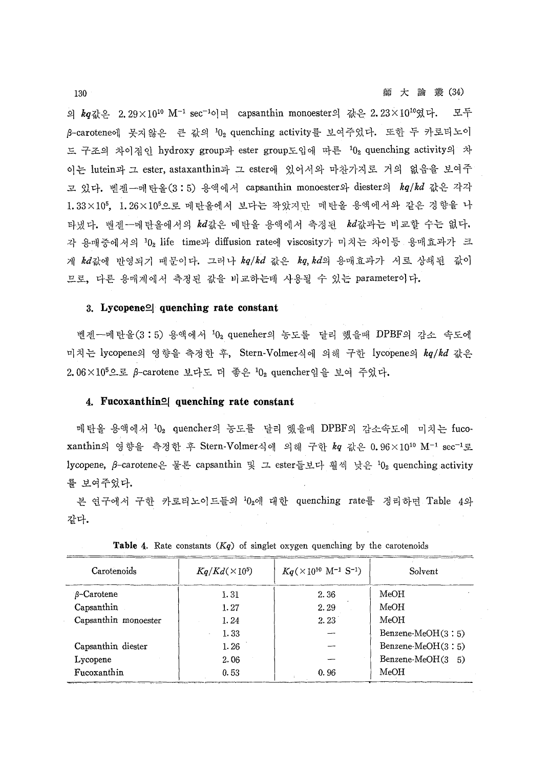의 *kq*값은 $2.29\times10^{10}$ $M^{-1}$ $sec^{-1}$이며 capsanthin monoester의 값은 $2.23\times10^{10}$였다. 모두 β-carotene에 못지않은 큰 값의 $^1O_2$ quenching activity를 보여주었다. 또한 두 카로티노이드 구조의 차이점인 hydroxy group과 ester group도입에 따른 $^1O_2$ quenching activity의 차이는 lutein과 그 ester, astaxanthin과 그 ester에 있어서와 마찬가지로 거의 없음을 보여주고 있다. 벤젠—메탄올(3 : 5) 용액에서 capsanthin monoester와 diester의 *kq/kd* 값은 각각 $1.33\times10^5$, $1.26\times10^5$으로 메탄올에서 보다는 작았지만 메탄올 용액에서와 같은 경향을 나타냈다. 벤젠—메탄올에서의 *kd*값은 메탄올 용액에서 측정된 *kd*값과는 비교할 수는 없다. 각 용매중에서의 $^1O_2$ life time과 diffusion rate에 viscosity가 미치는 차이등 용매효과가 크게 *kd*값에 반영되기 때문이다. 그러나 *kq/kd* 값은 *kq*, *kd*의 용매효과가 서로 상쇄된 값이므로, 다른 용매계에서 측정된 값을 비교하는데 사용될 수 있는 parameter이다.

### 3. Lycopene의 quenching rate constant

벤젠—메탄올(3 : 5) 용액에서 $^1O_2$ queneher의 농도를 달리 했을때 DPBF의 감소 속도에 미치는 lycopene의 영향을 측정한 후, Stern-Volmer식에 의해 구한 lycopene의 *kq/kd* 값은 $2.06\times10^5$으로 β-carotene 보다도 더 좋은 $^1O_2$ quencher임을 보여 주었다.

### 4. Fucoxanthin의 quenching rate constant

메탄올 용액에서 $^1O_2$ quencher의 농도를 달리 했을때 DPBF의 감소속도에 미치는 fucoxanthin의 영향을 측정한 후 Stern-Volmer식에 의해 구한 *kq* 값은 $0.96\times10^{10}$ $M^{-1}$ $sec^{-1}$로 lycopene, β-carotene은 물론 capsanthin 및 그 ester들보다 훨씬 낮은 $^1O_2$ quenching activity를 보여주었다.

본 연구에서 구한 카로티노이드들의 $^1O_2$에 대한 quenching rate를 정리하면 Table 4와 같다.

**Table 4.** Rate constants (*Kq*) of singlet oxygen quenching by the carotenoids

| Carotenoids | $Kq/Kd(\times10^5)$ | $Kq(\times10^{10}\ M^{-1}\ S^{-1})$ | Solvent |
|---|---|---|---|
| β-Carotene | 1.31 | 2.36 | MeOH |
| Capsanthin | 1.27 | 2.29 | MeOH |
| Capsanthin monoester | 1.24 | 2.23 | MeOH |
| | 1.33 | — | Benzene-MeOH(3 : 5) |
| Capsanthin diester | 1.26 | — | Benzene-MeOH(3 : 5) |
| Lycopene | 2.06 | — | Benzene-MeOH(3  5) |
| Fucoxanthin | 0.53 | 0.96 | MeOH |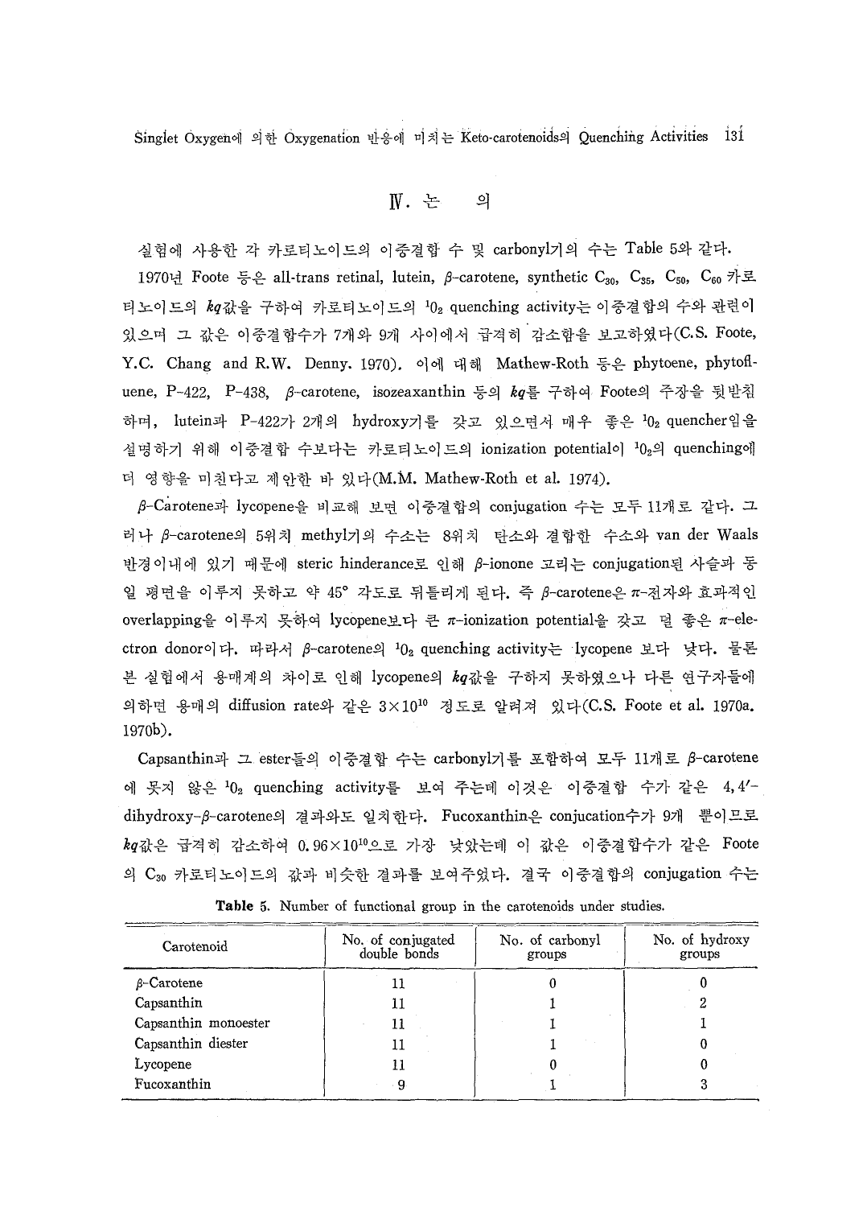## IV. 논 의

실험에 사용한 각 카로티노이드의 이중결합 수 및 carbonyl기의 수는 Table 5와 같다.

1970년 Foote 등은 all-trans retinal, lutein, β-carotene, synthetic $C_{30}$, $C_{35}$, $C_{50}$, $C_{60}$ 카로티노이드의 *kq*값을 구하여 카로티노이드의 $^1O_2$ quenching activity는 이중결합의 수와 관련이 있으며 그 값은 이중결합수가 7개와 9개 사이에서 급격히 감소함을 보고하였다(C.S. Foote, Y.C. Chang and R.W. Denny. 1970). 이에 대해 Mathew-Roth 등은 phytoene, phytofluene, P-422, P-438, β-carotene, isozeaxanthin 등의 *kq*를 구하여 Foote의 주장을 뒷받침하며, lutein과 P-422가 2개의 hydroxy기를 갖고 있으면서 매우 좋은 $^1O_2$ quencher임을 설명하기 위해 이중결합 수보다는 카로티노이드의 ionization potential이 $^1O_2$의 quenching에 더 영향을 미친다고 제안한 바 있다(M.M. Mathew-Roth et al. 1974).

β-Carotene과 lycopene을 비교해 보면 이중결합의 conjugation 수는 모두 11개로 같다. 그러나 β-carotene의 5위치 methyl기의 수소는 8위치 탄소와 결합한 수소와 van der Waals 반경이내에 있기 때문에 steric hinderance로 인해 β-ionone 고리는 conjugation된 사슬과 동일 평면을 이루지 못하고 약 45° 각도로 뒤틀리게 된다. 즉 β-carotene은 π-전자와 효과적인 overlapping을 이루지 못하여 lycopene보다 큰 π-ionization potential을 갖고 덜 좋은 π-electron donor이다. 따라서 β-carotene의 $^1O_2$ quenching activity는 lycopene 보다 낮다. 물론 본 실험에서 용매계의 차이로 인해 lycopene의 *kq*값을 구하지 못하였으나 다른 연구자들에 의하면 용매의 diffusion rate와 같은 $3\times10^{10}$ 정도로 알려져 있다(C.S. Foote et al. 1970a. 1970b).

Capsanthin과 그 ester들의 이중결합 수는 carbonyl기를 포함하여 모두 11개로 β-carotene에 못지 않은 $^1O_2$ quenching activity를 보여 주는데 이것은 이중결합 수가 같은 4,4′-dihydroxy-β-carotene의 결과와도 일치한다. Fucoxanthin은 conjucation수가 9개 뿐이므로 *kq*값은 급격히 감소하여 $0.96\times10^{10}$으로 가장 낮았는데 이 값은 이중결합수가 같은 Foote의 $C_{30}$ 카로티노이드의 값과 비슷한 결과를 보여주었다. 결국 이중결합의 conjugation 수는

**Table 5.** Number of functional group in the carotenoids under studies.

| Carotenoid | No. of conjugated double bonds | No. of carbonyl groups | No. of hydroxy groups |
|---|---|---|---|
| β-Carotene | 11 | 0 | 0 |
| Capsanthin | 11 | 1 | 2 |
| Capsanthin monoester | 11 | 1 | 1 |
| Capsanthin diester | 11 | 1 | 0 |
| Lycopene | 11 | 0 | 0 |
| Fucoxanthin | 9 | 1 | 3 |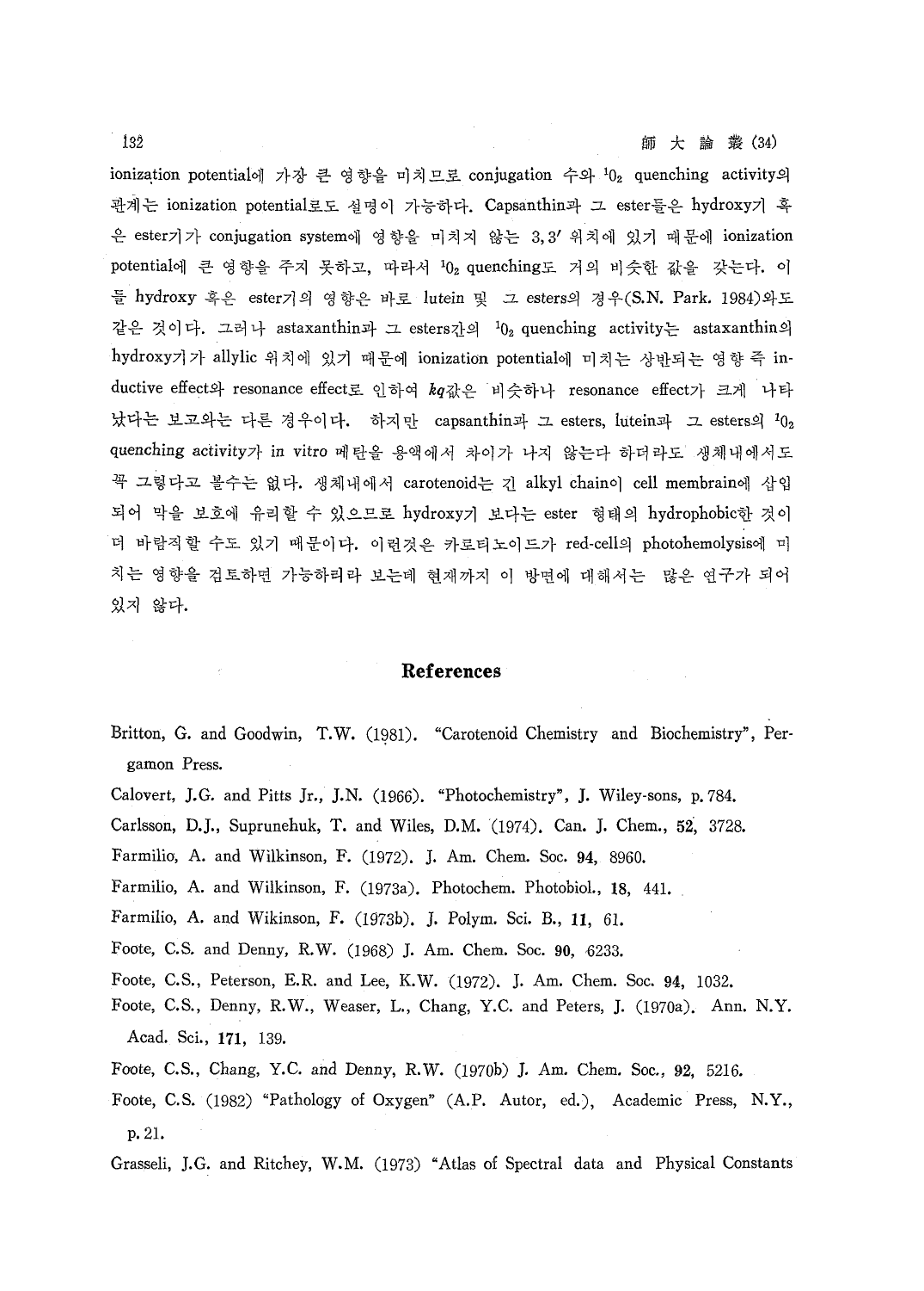ionization potential에 가장 큰 영향을 미치므로 conjugation 수와 $^1O_2$ quenching activity의 관계는 ionization potential로도 설명이 가능하다. Capsanthin과 그 ester들은 hydroxy기 혹은 ester기가 conjugation system에 영향을 미치지 않는 3,3′ 위치에 있기 때문에 ionization potential에 큰 영향을 주지 못하고, 따라서 $^1O_2$ quenching도 거의 비슷한 값을 갖는다. 이들 hydroxy 혹은 ester기의 영향은 바로 lutein 및 그 esters의 경우(S.N. Park. 1984)와도 같은 것이다. 그러나 astaxanthin과 그 esters간의 $^1O_2$ quenching activity는 astaxanthin의 hydroxy기가 allylic 위치에 있기 때문에 ionization potential에 미치는 상반되는 영향 즉 inductive effect와 resonance effect로 인하여 *kq*값은 비슷하나 resonance effect가 크게 나타났다는 보고와는 다른 경우이다. 하지만 capsanthin과 그 esters, lutein과 그 esters의 $^1O_2$ quenching activity가 *in vitro* 메탄올 용액에서 차이가 나지 않는다 하더라도 생체내에서도 꼭 그렇다고 볼수는 없다. 생체내에서 carotenoid는 긴 alkyl chain이 cell membrain에 삽입되어 막을 보호에 유리할 수 있으므로 hydroxy기 보다는 ester 형태의 hydrophobic한 것이 더 바람직할 수도 있기 때문이다. 이런것은 카로티노이드가 red-cell의 photohemolysis에 미치는 영향을 검토하면 가능하리라 보는데 현재까지 이 방면에 대해서는 많은 연구가 되어 있지 않다.

## References

Britton, G. and Goodwin, T.W. (1981). "Carotenoid Chemistry and Biochemistry", Pergamon Press.

Calovert, J.G. and Pitts Jr., J.N. (1966). "Photochemistry", J. Wiley-sons, p. 784.

Carlsson, D.J., Suprunehuk, T. and Wiles, D.M. (1974). Can. J. Chem., **52**, 3728.

Farmilio, A. and Wilkinson, F. (1972). J. Am. Chem. Soc. **94**, 8960.

Farmilio, A. and Wilkinson, F. (1973a). Photochem. Photobiol., **18**, 441.

Farmilio, A. and Wikinson, F. (1973b). J. Polym. Sci. B., **11**, 61.

Foote, C.S. and Denny, R.W. (1968) J. Am. Chem. Soc. **90**, 6233.

Foote, C.S., Peterson, E.R. and Lee, K.W. (1972). J. Am. Chem. Soc. **94**, 1032.

Foote, C.S., Denny, R.W., Weaser, L., Chang, Y.C. and Peters, J. (1970a). Ann. N.Y. Acad. Sci., **171**, 139.

Foote, C.S., Chang, Y.C. and Denny, R.W. (1970b) J. Am. Chem. Soc., **92**, 5216.

Foote, C.S. (1982) "Pathology of Oxygen" (A.P. Autor, ed.), Academic Press, N.Y., p. 21.

Grasseli, J.G. and Ritchey, W.M. (1973) "Atlas of Spectral data and Physical Constants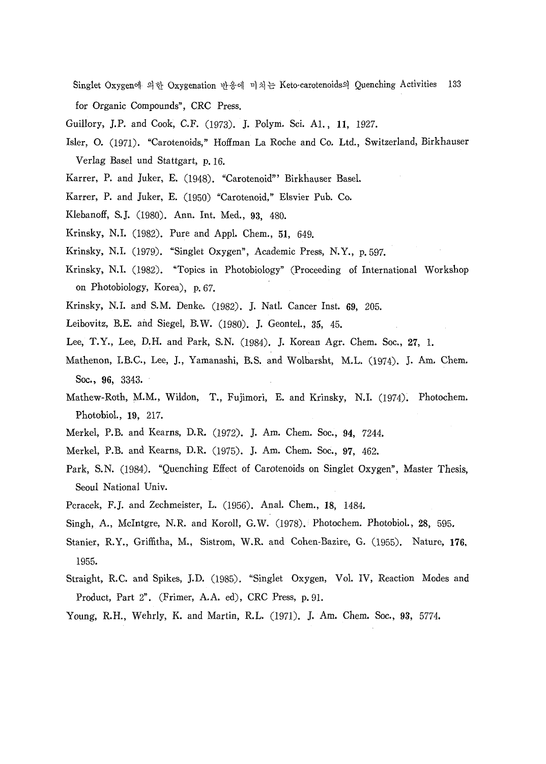for Organic Compounds", CRC Press.

Guillory, J.P. and Cook, C.F. (1973). J. Polym. Sci. A1., **11**, 1927.

Isler, O. (1971). "Carotenoids," Hoffman La Roche and Co. Ltd., Switzerland, Birkhauser Verlag Basel und Stattgart, p. 16.

Karrer, P. and Juker, E. (1948). "Carotenoid"' Birkhauser Basel.

Karrer, P. and Juker, E. (1950) "Carotenoid," Elsvier Pub. Co.

Klebanoff, S.J. (1980). Ann. Int. Med., **93**, 480.

Krinsky, N.I. (1982). Pure and Appl. Chem., **51**, 649.

Krinsky, N.I. (1979). "Singlet Oxygen", Academic Press, N.Y., p. 597.

Krinsky, N.I. (1982). "Topics in Photobiology" (Proceeding of International Workshop on Photobiology, Korea), p. 67.

Krinsky, N.I. and S.M. Denke. (1982). J. Natl. Cancer Inst. **69**, 205.

Leibovitz, B.E. and Siegel, B.W. (1980). J. Geontel., **35**, 45.

Lee, T.Y., Lee, D.H. and Park, S.N. (1984). J. Korean Agr. Chem. Soc., **27**, 1.

Mathenon, I.B.C., Lee, J., Yamanashi, B.S. and Wolbarsht, M.L. (1974). J. Am. Chem. Soc., **96**, 3343.

Mathew-Roth, M.M., Wildon, T., Fujimori, E. and Krinsky, N.I. (1974). Photochem. Photobiol., **19**, 217.

Merkel, P.B. and Kearns, D.R. (1972). J. Am. Chem. Soc., **94**, 7244.

Merkel, P.B. and Kearns, D.R. (1975). J. Am. Chem. Soc., **97**, 462.

Park, S.N. (1984). "Quenching Effect of Carotenoids on Singlet Oxygen", Master Thesis, Seoul National Univ.

Peracek, F.J. and Zechmeister, L. (1956). Anal. Chem., **18**, 1484.

Singh, A., McIntgre, N.R. and Koroll, G.W. (1978). Photochem. Photobiol., **28**, 595.

Stanier, R.Y., Griffitha, M., Sistrom, W.R. and Cohen-Bazire, G. (1955). Nature, **176**, 1955.

Straight, R.C. and Spikes, J.D. (1985). "Singlet Oxygen, Vol. IV, Reaction Modes and Product, Part 2". (Frimer, A.A. ed), CRC Press, p. 91.

Young, R.H., Wehrly, K. and Martin, R.L. (1971). J. Am. Chem. Soc., **93**, 5774.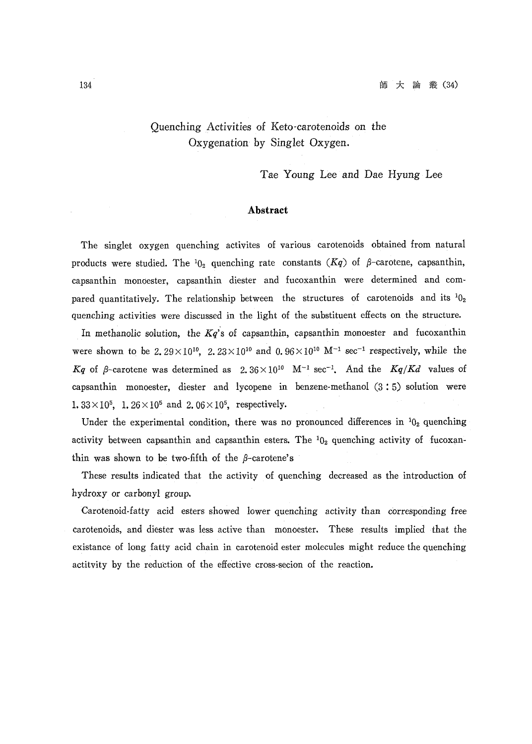# Quenching Activities of Keto-carotenoids on the Oxygenation by Singlet Oxygen.

Tae Young Lee and Dae Hyung Lee

## Abstract

The singlet oxygen quenching activites of various carotenoids obtained from natural products were studied. The $^1O_2$ quenching rate constants $(Kq)$ of $\beta$-carotene, capsanthin, capsanthin monoester, capsanthin diester and fucoxanthin were determined and compared quantitatively. The relationship between the structures of carotenoids and its $^1O_2$ quenching activities were discussed in the light of the substituent effects on the structure.

In methanolic solution, the $Kq$'s of capsanthin, capsanthin monoester and fucoxanthin were shown to be $2.29\times10^{10}$, $2.23\times10^{10}$ and $0.96\times10^{10}$ $M^{-1}$ $sec^{-1}$ respectively, while the $Kq$ of $\beta$-carotene was determined as $2.36\times10^{10}$ $M^{-1}$ $sec^{-1}$. And the $Kq/Kd$ values of capsanthin monoester, diester and lycopene in benzene-methanol (3 : 5) solution were $1.33\times10^5$, $1.26\times10^5$ and $2.06\times10^5$, respectively.

Under the experimental condition, there was no pronounced differences in $^1O_2$ quenching activity between capsanthin and capsanthin esters. The $^1O_2$ quenching activity of fucoxanthin was shown to be two-fifth of the $\beta$-carotene's

These results indicated that the activity of quenching decreased as the introduction of hydroxy or carbonyl group.

Carotenoid-fatty acid esters showed lower quenching activity than corresponding free carotenoids, and diester was less active than monoester. These results implied that the existance of long fatty acid chain in carotenoid ester molecules might reduce the quenching actitvity by the reduction of the effective cross-secion of the reaction.